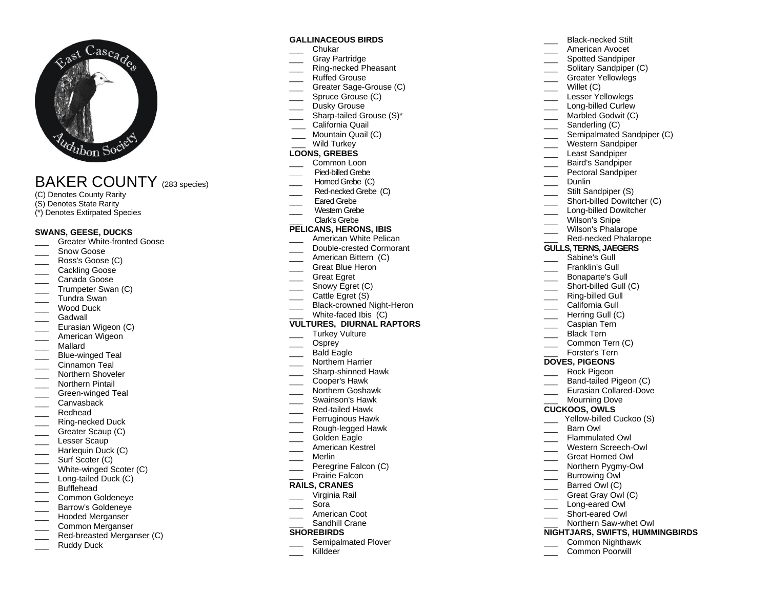# BAKER COUNTY (283 species)

(C) Denotes County Rarity
(S) Denotes State Rarity
(*) Denotes Extirpated Species

## SWANS, GEESE, DUCKS

___ Greater White-fronted Goose
___ Snow Goose
___ Ross's Goose (C)
___ Cackling Goose
___ Canada Goose
___ Trumpeter Swan (C)
___ Tundra Swan
___ Wood Duck
___ Gadwall
___ Eurasian Wigeon (C)
___ American Wigeon
___ Mallard
___ Blue-winged Teal
___ Cinnamon Teal
___ Northern Shoveler
___ Northern Pintail
___ Green-winged Teal
___ Canvasback
___ Redhead
___ Ring-necked Duck
___ Greater Scaup (C)
___ Lesser Scaup
___ Harlequin Duck (C)
___ Surf Scoter (C)
___ White-winged Scoter (C)
___ Long-tailed Duck (C)
___ Bufflehead
___ Common Goldeneye
___ Barrow's Goldeneye
___ Hooded Merganser
___ Common Merganser
___ Red-breasted Merganser (C)
___ Ruddy Duck

## GALLINACEOUS BIRDS

___ Chukar
___ Gray Partridge
___ Ring-necked Pheasant
___ Ruffed Grouse
___ Greater Sage-Grouse (C)
___ Spruce Grouse (C)
___ Dusky Grouse
___ Sharp-tailed Grouse (S)*
___ California Quail
___ Mountain Quail (C)
___ Wild Turkey

## LOONS, GREBES

___ Common Loon
___ Pied-billed Grebe
___ Horned Grebe (C)
___ Red-necked Grebe (C)
___ Eared Grebe
___ Western Grebe
___ Clark's Grebe

## PELICANS, HERONS, IBIS

___ American White Pelican
___ Double-crested Cormorant
___ American Bittern (C)
___ Great Blue Heron
___ Great Egret
___ Snowy Egret (C)
___ Cattle Egret (S)
___ Black-crowned Night-Heron
___ White-faced Ibis (C)

## VULTURES, DIURNAL RAPTORS

___ Turkey Vulture
___ Osprey
___ Bald Eagle
___ Northern Harrier
___ Sharp-shinned Hawk
___ Cooper's Hawk
___ Northern Goshawk
___ Swainson's Hawk
___ Red-tailed Hawk
___ Ferruginous Hawk
___ Rough-legged Hawk
___ Golden Eagle
___ American Kestrel
___ Merlin
___ Peregrine Falcon (C)
___ Prairie Falcon

## RAILS, CRANES

___ Virginia Rail
___ Sora
___ American Coot
___ Sandhill Crane

## SHOREBIRDS

___ Semipalmated Plover
___ Killdeer
___ Black-necked Stilt
___ American Avocet
___ Spotted Sandpiper
___ Solitary Sandpiper (C)
___ Greater Yellowlegs
___ Willet (C)
___ Lesser Yellowlegs
___ Long-billed Curlew
___ Marbled Godwit (C)
___ Sanderling (C)
___ Semipalmated Sandpiper (C)
___ Western Sandpiper
___ Least Sandpiper
___ Baird's Sandpiper
___ Pectoral Sandpiper
___ Dunlin
___ Stilt Sandpiper (S)
___ Short-billed Dowitcher (C)
___ Long-billed Dowitcher
___ Wilson's Snipe
___ Wilson's Phalarope
___ Red-necked Phalarope

## GULLS, TERNS, JAEGERS

___ Sabine's Gull
___ Franklin's Gull
___ Bonaparte's Gull
___ Short-billed Gull (C)
___ Ring-billed Gull
___ California Gull
___ Herring Gull (C)
___ Caspian Tern
___ Black Tern
___ Common Tern (C)
___ Forster's Tern

## DOVES, PIGEONS

___ Rock Pigeon
___ Band-tailed Pigeon (C)
___ Eurasian Collared-Dove
___ Mourning Dove

## CUCKOOS, OWLS

___ Yellow-billed Cuckoo (S)
___ Barn Owl
___ Flammulated Owl
___ Western Screech-Owl
___ Great Horned Owl
___ Northern Pygmy-Owl
___ Burrowing Owl
___ Barred Owl (C)
___ Great Gray Owl (C)
___ Long-eared Owl
___ Short-eared Owl
___ Northern Saw-whet Owl

## NIGHTJARS, SWIFTS, HUMMINGBIRDS

___ Common Nighthawk
___ Common Poorwill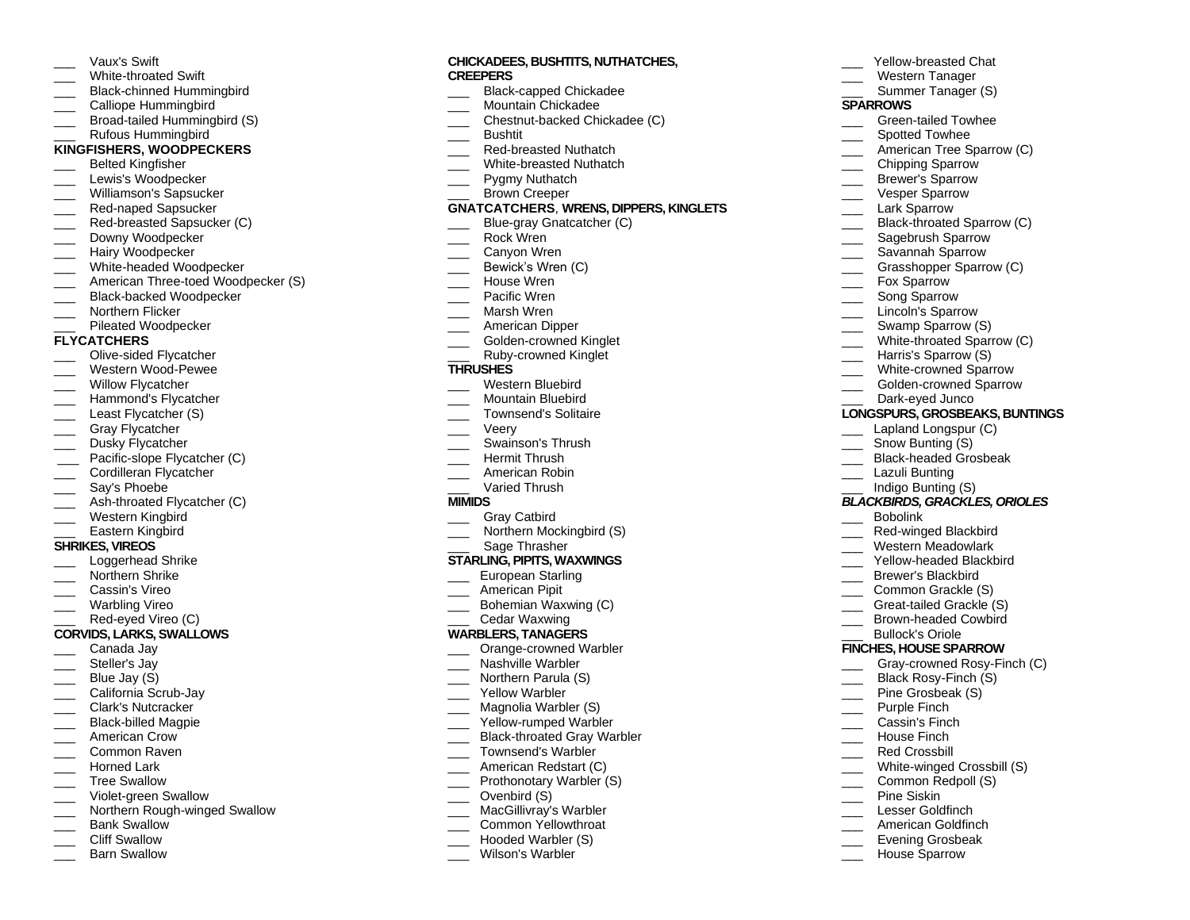___ Vaux's Swift
___ White-throated Swift
___ Black-chinned Hummingbird
___ Calliope Hummingbird
___ Broad-tailed Hummingbird (S)
___ Rufous Hummingbird

**KINGFISHERS, WOODPECKERS**

___ Belted Kingfisher
___ Lewis's Woodpecker
___ Williamson's Sapsucker
___ Red-naped Sapsucker
___ Red-breasted Sapsucker (C)
___ Downy Woodpecker
___ Hairy Woodpecker
___ White-headed Woodpecker
___ American Three-toed Woodpecker (S)
___ Black-backed Woodpecker
___ Northern Flicker
___ Pileated Woodpecker

**FLYCATCHERS**

___ Olive-sided Flycatcher
___ Western Wood-Pewee
___ Willow Flycatcher
___ Hammond's Flycatcher
___ Least Flycatcher (S)
___ Gray Flycatcher
___ Dusky Flycatcher
___ Pacific-slope Flycatcher (C)
___ Cordilleran Flycatcher
___ Say's Phoebe
___ Ash-throated Flycatcher (C)
___ Western Kingbird
___ Eastern Kingbird

**SHRIKES, VIREOS**

___ Loggerhead Shrike
___ Northern Shrike
___ Cassin's Vireo
___ Warbling Vireo
___ Red-eyed Vireo (C)

**CORVIDS, LARKS, SWALLOWS**

___ Canada Jay
___ Steller's Jay
___ Blue Jay (S)
___ California Scrub-Jay
___ Clark's Nutcracker
___ Black-billed Magpie
___ American Crow
___ Common Raven
___ Horned Lark
___ Tree Swallow
___ Violet-green Swallow
___ Northern Rough-winged Swallow
___ Bank Swallow
___ Cliff Swallow
___ Barn Swallow

**CHICKADEES, BUSHTITS, NUTHATCHES, CREEPERS**

___ Black-capped Chickadee
___ Mountain Chickadee
___ Chestnut-backed Chickadee (C)
___ Bushtit
___ Red-breasted Nuthatch
___ White-breasted Nuthatch
___ Pygmy Nuthatch
___ Brown Creeper

**GNATCATCHERS, WRENS, DIPPERS, KINGLETS**

___ Blue-gray Gnatcatcher (C)
___ Rock Wren
___ Canyon Wren
___ Bewick's Wren (C)
___ House Wren
___ Pacific Wren
___ Marsh Wren
___ American Dipper
___ Golden-crowned Kinglet
___ Ruby-crowned Kinglet

**THRUSHES**

___ Western Bluebird
___ Mountain Bluebird
___ Townsend's Solitaire
___ Veery
___ Swainson's Thrush
___ Hermit Thrush
___ American Robin
___ Varied Thrush

**MIMIDS**

___ Gray Catbird
___ Northern Mockingbird (S)
___ Sage Thrasher

**STARLING, PIPITS, WAXWINGS**

___ European Starling
___ American Pipit
___ Bohemian Waxwing (C)
___ Cedar Waxwing

**WARBLERS, TANAGERS**

___ Orange-crowned Warbler
___ Nashville Warbler
___ Northern Parula (S)
___ Yellow Warbler
___ Magnolia Warbler (S)
___ Yellow-rumped Warbler
___ Black-throated Gray Warbler
___ Townsend's Warbler
___ American Redstart (C)
___ Prothonotary Warbler (S)
___ Ovenbird (S)
___ MacGillivray's Warbler
___ Common Yellowthroat
___ Hooded Warbler (S)
___ Wilson's Warbler
___ Yellow-breasted Chat
___ Western Tanager
___ Summer Tanager (S)

**SPARROWS**

___ Green-tailed Towhee
___ Spotted Towhee
___ American Tree Sparrow (C)
___ Chipping Sparrow
___ Brewer's Sparrow
___ Vesper Sparrow
___ Lark Sparrow
___ Black-throated Sparrow (C)
___ Sagebrush Sparrow
___ Savannah Sparrow
___ Grasshopper Sparrow (C)
___ Fox Sparrow
___ Song Sparrow
___ Lincoln's Sparrow
___ Swamp Sparrow (S)
___ White-throated Sparrow (C)
___ Harris's Sparrow (S)
___ White-crowned Sparrow
___ Golden-crowned Sparrow
___ Dark-eyed Junco

**LONGSPURS, GROSBEAKS, BUNTINGS**

___ Lapland Longspur (C)
___ Snow Bunting (S)
___ Black-headed Grosbeak
___ Lazuli Bunting
___ Indigo Bunting (S)

***BLACKBIRDS, GRACKLES, ORIOLES***

___ Bobolink
___ Red-winged Blackbird
___ Western Meadowlark
___ Yellow-headed Blackbird
___ Brewer's Blackbird
___ Common Grackle (S)
___ Great-tailed Grackle (S)
___ Brown-headed Cowbird
___ Bullock's Oriole

**FINCHES, HOUSE SPARROW**

___ Gray-crowned Rosy-Finch (C)
___ Black Rosy-Finch (S)
___ Pine Grosbeak (S)
___ Purple Finch
___ Cassin's Finch
___ House Finch
___ Red Crossbill
___ White-winged Crossbill (S)
___ Common Redpoll (S)
___ Pine Siskin
___ Lesser Goldfinch
___ American Goldfinch
___ Evening Grosbeak
___ House Sparrow